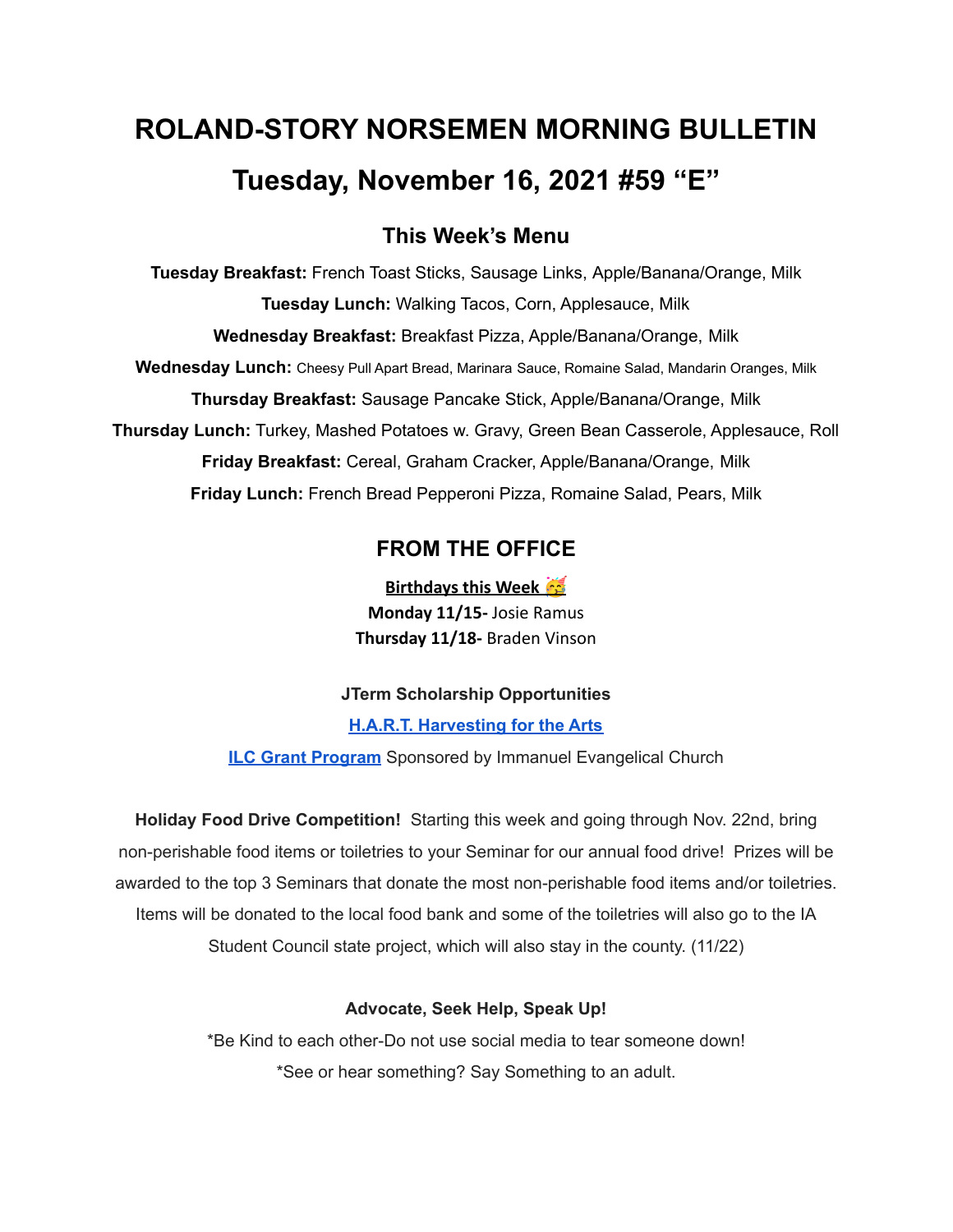# ROLAND-STORY NORSEMEN MORNING BULLETIN

# Tuesday, November 16, 2021 #59 "E"

## This Week's Menu

**Tuesday Breakfast:** French Toast Sticks, Sausage Links, Apple/Banana/Orange, Milk

**Tuesday Lunch:** Walking Tacos, Corn, Applesauce, Milk

**Wednesday Breakfast:** Breakfast Pizza, Apple/Banana/Orange, Milk

**Wednesday Lunch:** Cheesy Pull Apart Bread, Marinara Sauce, Romaine Salad, Mandarin Oranges, Milk

**Thursday Breakfast:** Sausage Pancake Stick, Apple/Banana/Orange, Milk

**Thursday Lunch:** Turkey, Mashed Potatoes w. Gravy, Green Bean Casserole, Applesauce, Roll

**Friday Breakfast:** Cereal, Graham Cracker, Apple/Banana/Orange, Milk

**Friday Lunch:** French Bread Pepperoni Pizza, Romaine Salad, Pears, Milk

## FROM THE OFFICE

**Birthdays this Week** 🥳

**Monday 11/15-** Josie Ramus

**Thursday 11/18-** Braden Vinson

**JTerm Scholarship Opportunities**

[H.A.R.T. Harvesting for the Arts]()

[ILC Grant Program]() Sponsored by Immanuel Evangelical Church

**Holiday Food Drive Competition!** Starting this week and going through Nov. 22nd, bring non-perishable food items or toiletries to your Seminar for our annual food drive! Prizes will be awarded to the top 3 Seminars that donate the most non-perishable food items and/or toiletries. Items will be donated to the local food bank and some of the toiletries will also go to the IA Student Council state project, which will also stay in the county. (11/22)

**Advocate, Seek Help, Speak Up!**

*Be Kind to each other-Do not use social media to tear someone down!

*See or hear something? Say Something to an adult.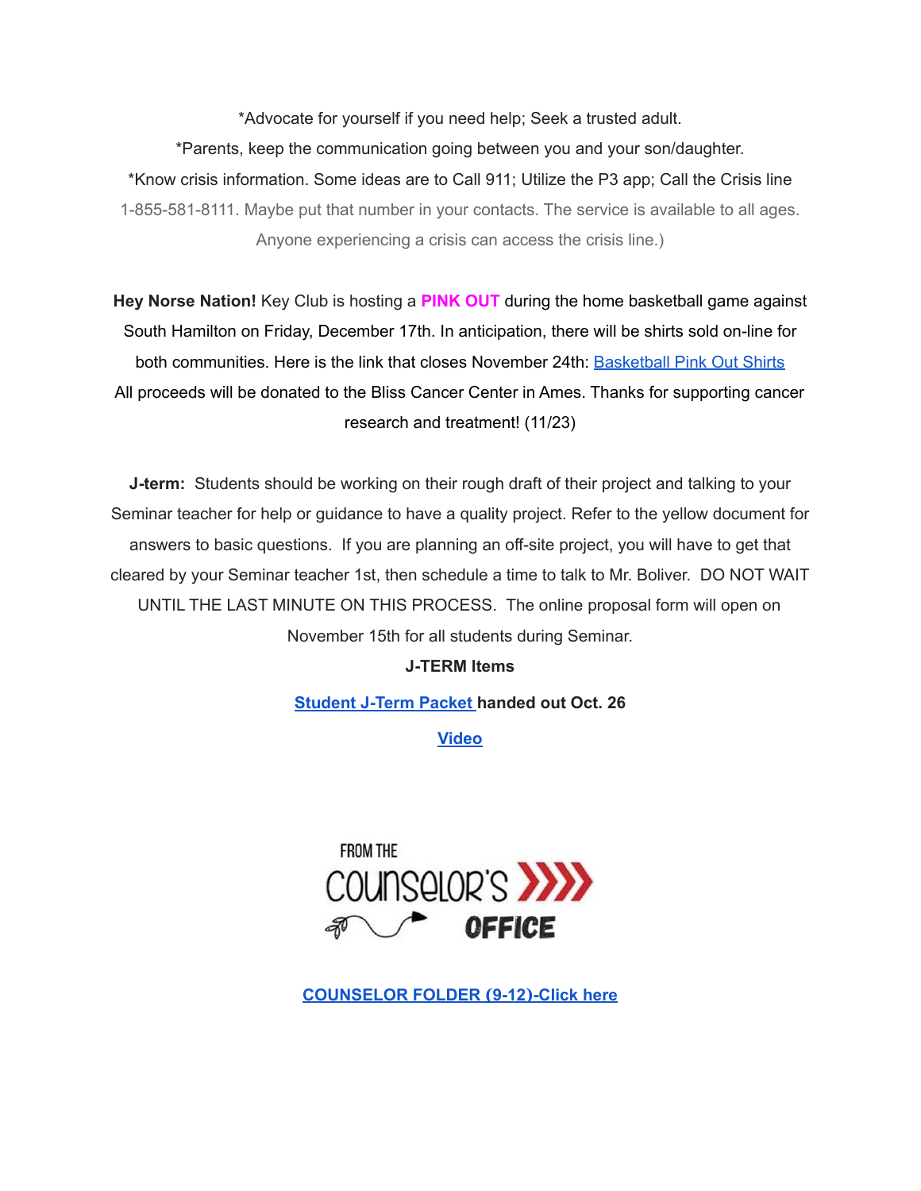*Advocate for yourself if you need help; Seek a trusted adult.

*Parents, keep the communication going between you and your son/daughter.

*Know crisis information. Some ideas are to Call 911; Utilize the P3 app; Call the Crisis line 1-855-581-8111. Maybe put that number in your contacts. The service is available to all ages. Anyone experiencing a crisis can access the crisis line.)

**Hey Norse Nation!** Key Club is hosting a **PINK OUT** during the home basketball game against South Hamilton on Friday, December 17th. In anticipation, there will be shirts sold on-line for both communities. Here is the link that closes November 24th: Basketball Pink Out Shirts All proceeds will be donated to the Bliss Cancer Center in Ames. Thanks for supporting cancer research and treatment! (11/23)

**J-term:** Students should be working on their rough draft of their project and talking to your Seminar teacher for help or guidance to have a quality project. Refer to the yellow document for answers to basic questions. If you are planning an off-site project, you will have to get that cleared by your Seminar teacher 1st, then schedule a time to talk to Mr. Boliver. DO NOT WAIT UNTIL THE LAST MINUTE ON THIS PROCESS. The online proposal form will open on November 15th for all students during Seminar.

**J-TERM Items**

**Student J-Term Packet handed out Oct. 26**

**Video**

FROM THE COUNSELOR'S OFFICE

**COUNSELOR FOLDER (9-12)-Click here**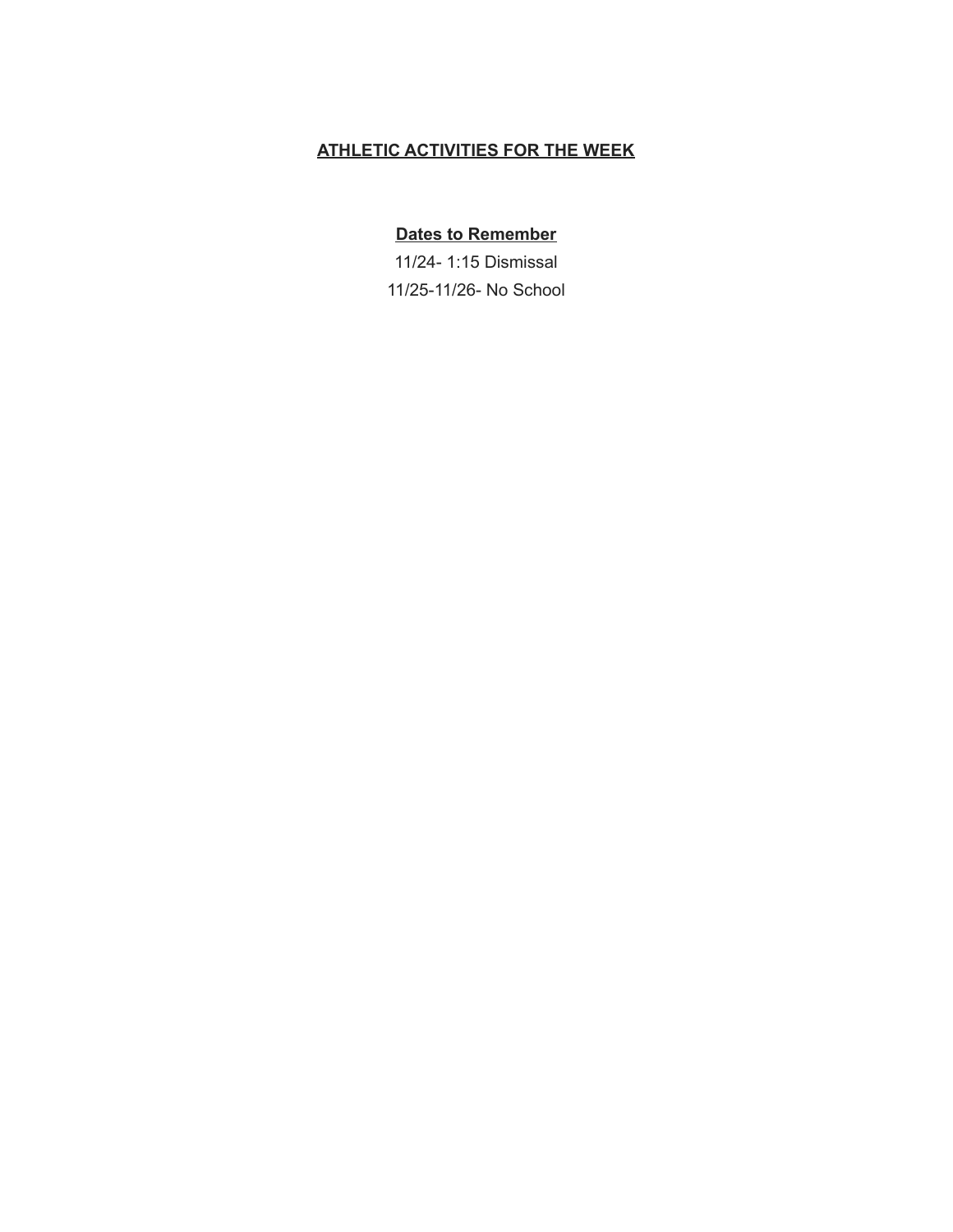# **ATHLETIC ACTIVITIES FOR THE WEEK**

## **Dates to Remember**

11/24- 1:15 Dismissal

11/25-11/26- No School